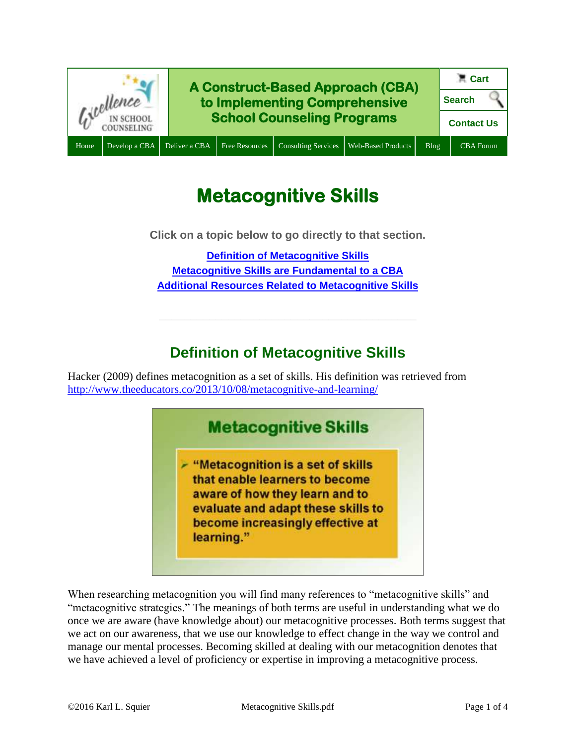A Construct-Based Approach (CBA) to Implementing Comprehensive School Counseling Programs

Cart | Search | Contact Us

Home | Develop a CBA | Deliver a CBA | Free Resources | Consulting Services | Web-Based Products | Blog | CBA Forum

# Metacognitive Skills

**Click on a topic below to go directly to that section.**

[Definition of Metacognitive Skills](#)
[Metacognitive Skills are Fundamental to a CBA](#)
[Additional Resources Related to Metacognitive Skills](#)

---

## Definition of Metacognitive Skills

Hacker (2009) defines metacognition as a set of skills. His definition was retrieved from http://www.theeducators.co/2013/10/08/metacognitive-and-learning/

**Metacognitive Skills**

- "Metacognition is a set of skills that enable learners to become aware of how they learn and to evaluate and adapt these skills to become increasingly effective at learning."

When researching metacognition you will find many references to "metacognitive skills" and "metacognitive strategies." The meanings of both terms are useful in understanding what we do once we are aware (have knowledge about) our metacognitive processes. Both terms suggest that we act on our awareness, that we use our knowledge to effect change in the way we control and manage our mental processes. Becoming skilled at dealing with our metacognition denotes that we have achieved a level of proficiency or expertise in improving a metacognitive process.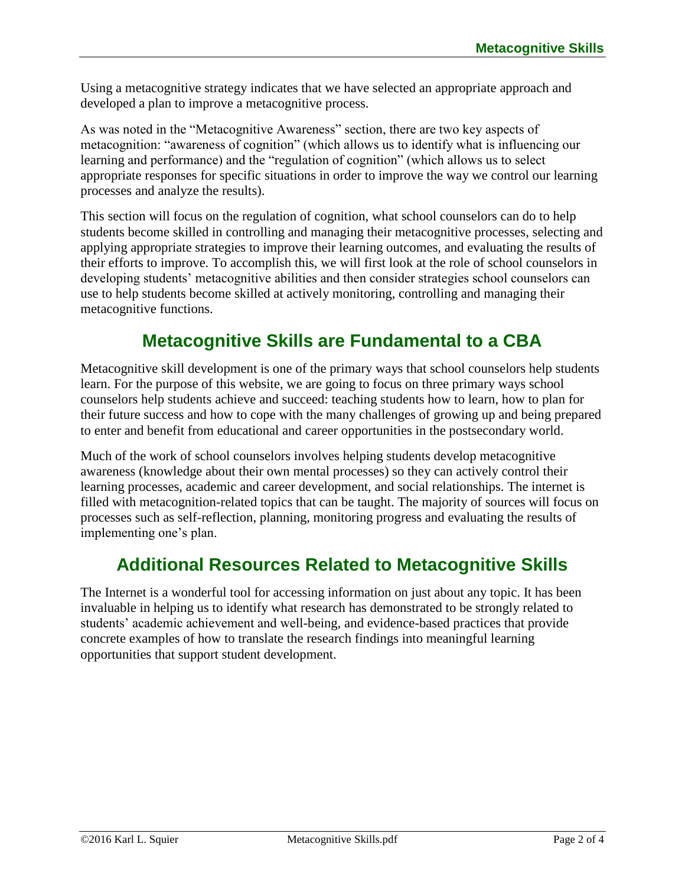Using a metacognitive strategy indicates that we have selected an appropriate approach and developed a plan to improve a metacognitive process.

As was noted in the "Metacognitive Awareness" section, there are two key aspects of metacognition: "awareness of cognition" (which allows us to identify what is influencing our learning and performance) and the "regulation of cognition" (which allows us to select appropriate responses for specific situations in order to improve the way we control our learning processes and analyze the results).

This section will focus on the regulation of cognition, what school counselors can do to help students become skilled in controlling and managing their metacognitive processes, selecting and applying appropriate strategies to improve their learning outcomes, and evaluating the results of their efforts to improve. To accomplish this, we will first look at the role of school counselors in developing students' metacognitive abilities and then consider strategies school counselors can use to help students become skilled at actively monitoring, controlling and managing their metacognitive functions.

## Metacognitive Skills are Fundamental to a CBA

Metacognitive skill development is one of the primary ways that school counselors help students learn. For the purpose of this website, we are going to focus on three primary ways school counselors help students achieve and succeed: teaching students how to learn, how to plan for their future success and how to cope with the many challenges of growing up and being prepared to enter and benefit from educational and career opportunities in the postsecondary world.

Much of the work of school counselors involves helping students develop metacognitive awareness (knowledge about their own mental processes) so they can actively control their learning processes, academic and career development, and social relationships. The internet is filled with metacognition-related topics that can be taught. The majority of sources will focus on processes such as self-reflection, planning, monitoring progress and evaluating the results of implementing one's plan.

## Additional Resources Related to Metacognitive Skills

The Internet is a wonderful tool for accessing information on just about any topic. It has been invaluable in helping us to identify what research has demonstrated to be strongly related to students' academic achievement and well-being, and evidence-based practices that provide concrete examples of how to translate the research findings into meaningful learning opportunities that support student development.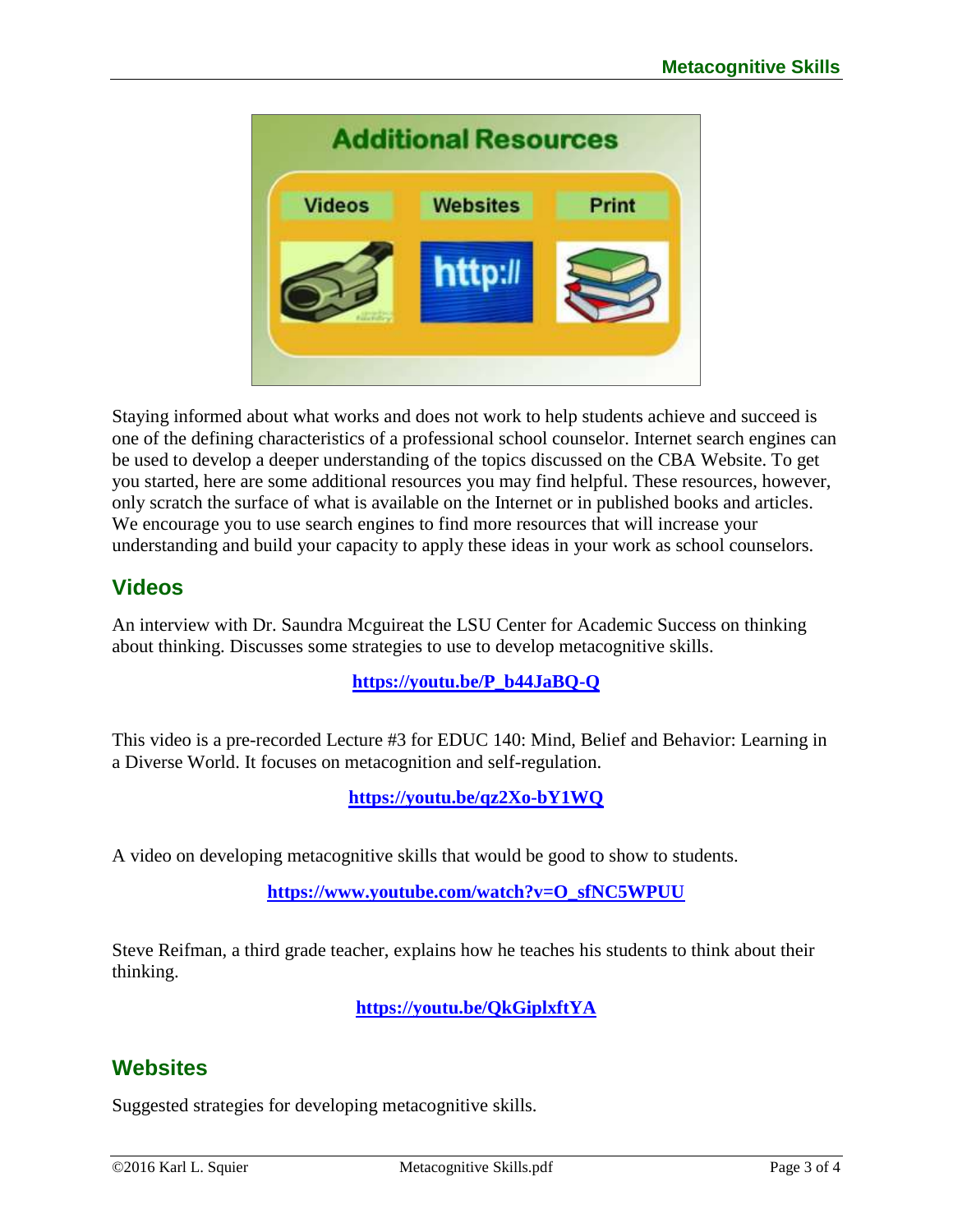Staying informed about what works and does not work to help students achieve and succeed is one of the defining characteristics of a professional school counselor. Internet search engines can be used to develop a deeper understanding of the topics discussed on the CBA Website. To get you started, here are some additional resources you may find helpful. These resources, however, only scratch the surface of what is available on the Internet or in published books and articles. We encourage you to use search engines to find more resources that will increase your understanding and build your capacity to apply these ideas in your work as school counselors.

## Videos

An interview with Dr. Saundra Mcguireat the LSU Center for Academic Success on thinking about thinking. Discusses some strategies to use to develop metacognitive skills.

**https://youtu.be/P_b44JaBQ-Q**

This video is a pre-recorded Lecture #3 for EDUC 140: Mind, Belief and Behavior: Learning in a Diverse World. It focuses on metacognition and self-regulation.

**https://youtu.be/qz2Xo-bY1WQ**

A video on developing metacognitive skills that would be good to show to students.

**https://www.youtube.com/watch?v=O_sfNC5WPUU**

Steve Reifman, a third grade teacher, explains how he teaches his students to think about their thinking.

**https://youtu.be/QkGiplxftYA**

## Websites

Suggested strategies for developing metacognitive skills.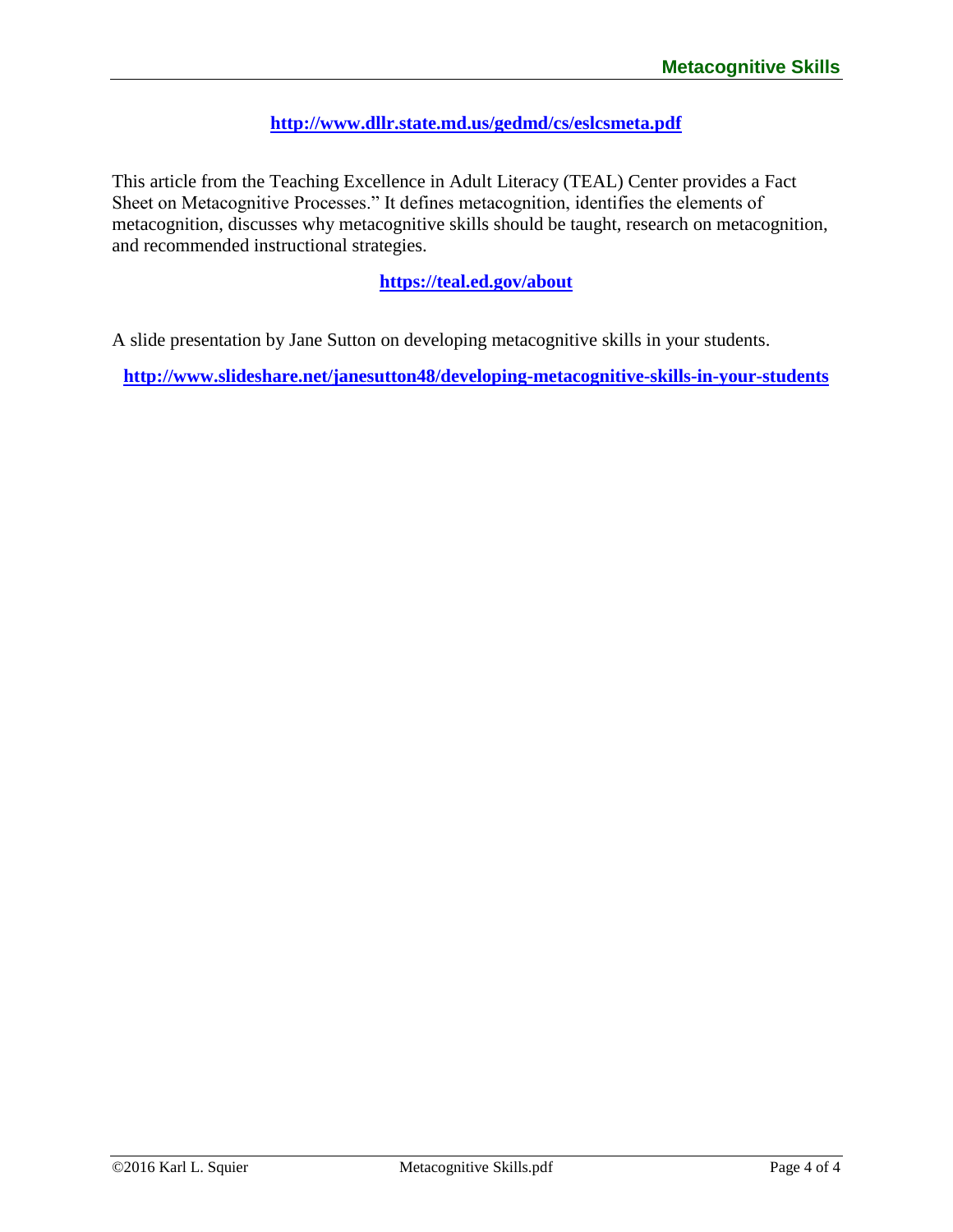**http://www.dllr.state.md.us/gedmd/cs/eslcsmeta.pdf**

This article from the Teaching Excellence in Adult Literacy (TEAL) Center provides a Fact Sheet on Metacognitive Processes." It defines metacognition, identifies the elements of metacognition, discusses why metacognitive skills should be taught, research on metacognition, and recommended instructional strategies.

**https://teal.ed.gov/about**

A slide presentation by Jane Sutton on developing metacognitive skills in your students.

**http://www.slideshare.net/janesutton48/developing-metacognitive-skills-in-your-students**